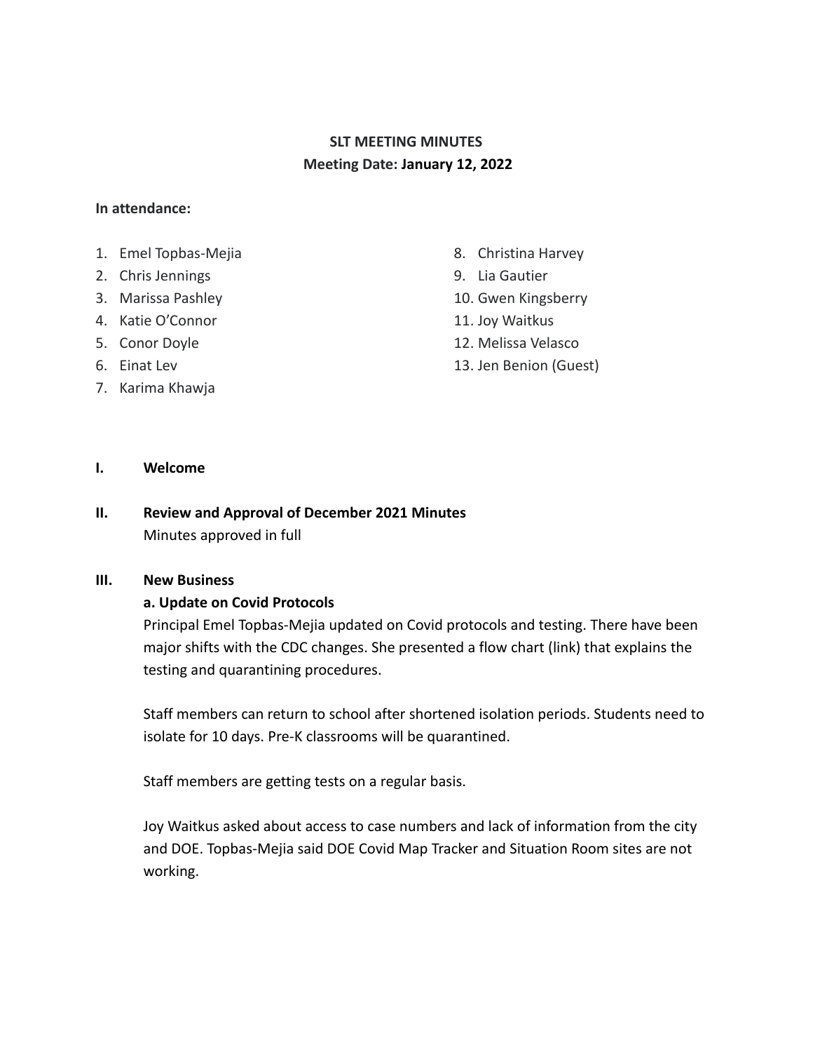# SLT MEETING MINUTES

**Meeting Date: January 12, 2022**

**In attendance:**

1. Emel Topbas-Mejia
2. Chris Jennings
3. Marissa Pashley
4. Katie O'Connor
5. Conor Doyle
6. Einat Lev
7. Karima Khawja
8. Christina Harvey
9. Lia Gautier
10. Gwen Kingsberry
11. Joy Waitkus
12. Melissa Velasco
13. Jen Benion (Guest)

## I. Welcome

## II. Review and Approval of December 2021 Minutes

Minutes approved in full

## III. New Business

### a. Update on Covid Protocols

Principal Emel Topbas-Mejia updated on Covid protocols and testing. There have been major shifts with the CDC changes. She presented a flow chart (link) that explains the testing and quarantining procedures.

Staff members can return to school after shortened isolation periods. Students need to isolate for 10 days. Pre-K classrooms will be quarantined.

Staff members are getting tests on a regular basis.

Joy Waitkus asked about access to case numbers and lack of information from the city and DOE. Topbas-Mejia said DOE Covid Map Tracker and Situation Room sites are not working.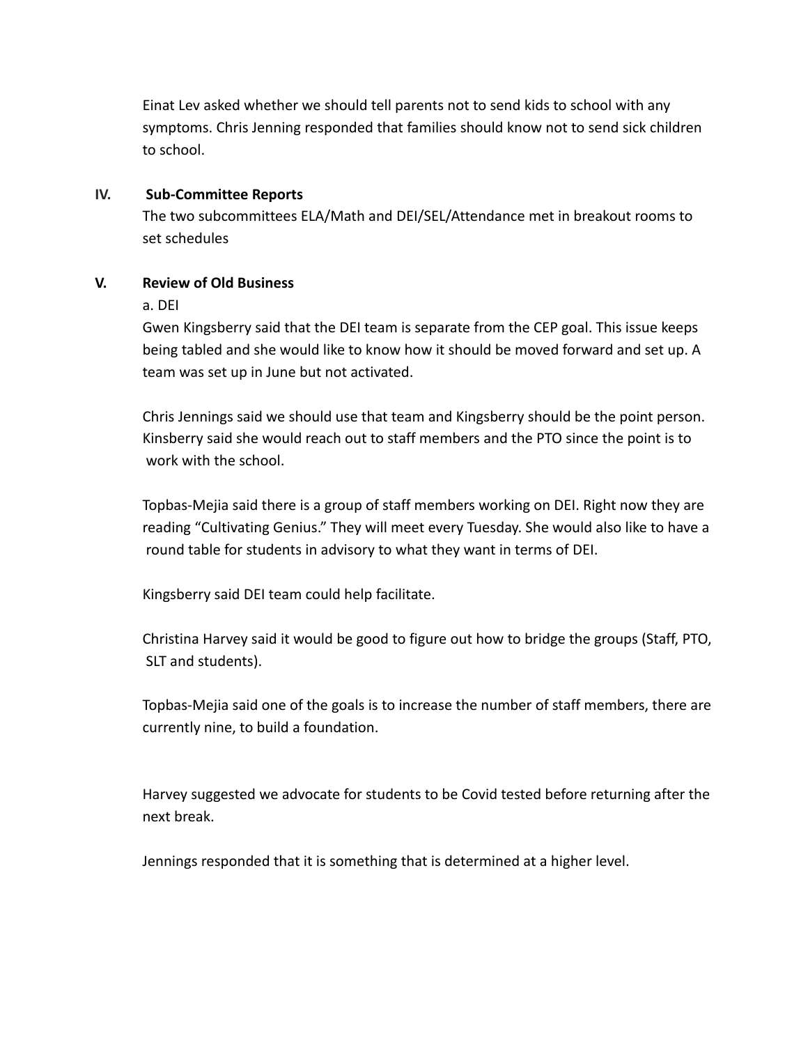Einat Lev asked whether we should tell parents not to send kids to school with any symptoms. Chris Jenning responded that families should know not to send sick children to school.

## IV. Sub-Committee Reports

The two subcommittees ELA/Math and DEI/SEL/Attendance met in breakout rooms to set schedules

## V. Review of Old Business

a. DEI

Gwen Kingsberry said that the DEI team is separate from the CEP goal. This issue keeps being tabled and she would like to know how it should be moved forward and set up. A team was set up in June but not activated.

Chris Jennings said we should use that team and Kingsberry should be the point person. Kinsberry said she would reach out to staff members and the PTO since the point is to work with the school.

Topbas-Mejia said there is a group of staff members working on DEI. Right now they are reading "Cultivating Genius." They will meet every Tuesday. She would also like to have a round table for students in advisory to what they want in terms of DEI.

Kingsberry said DEI team could help facilitate.

Christina Harvey said it would be good to figure out how to bridge the groups (Staff, PTO, SLT and students).

Topbas-Mejia said one of the goals is to increase the number of staff members, there are currently nine, to build a foundation.

Harvey suggested we advocate for students to be Covid tested before returning after the next break.

Jennings responded that it is something that is determined at a higher level.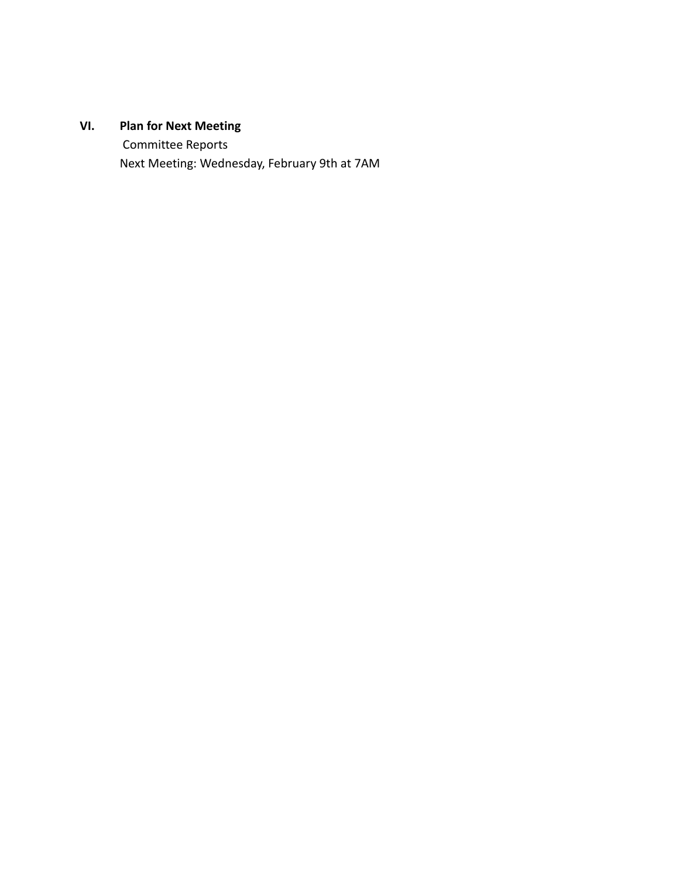## VI. Plan for Next Meeting

Committee Reports

Next Meeting: Wednesday, February 9th at 7AM